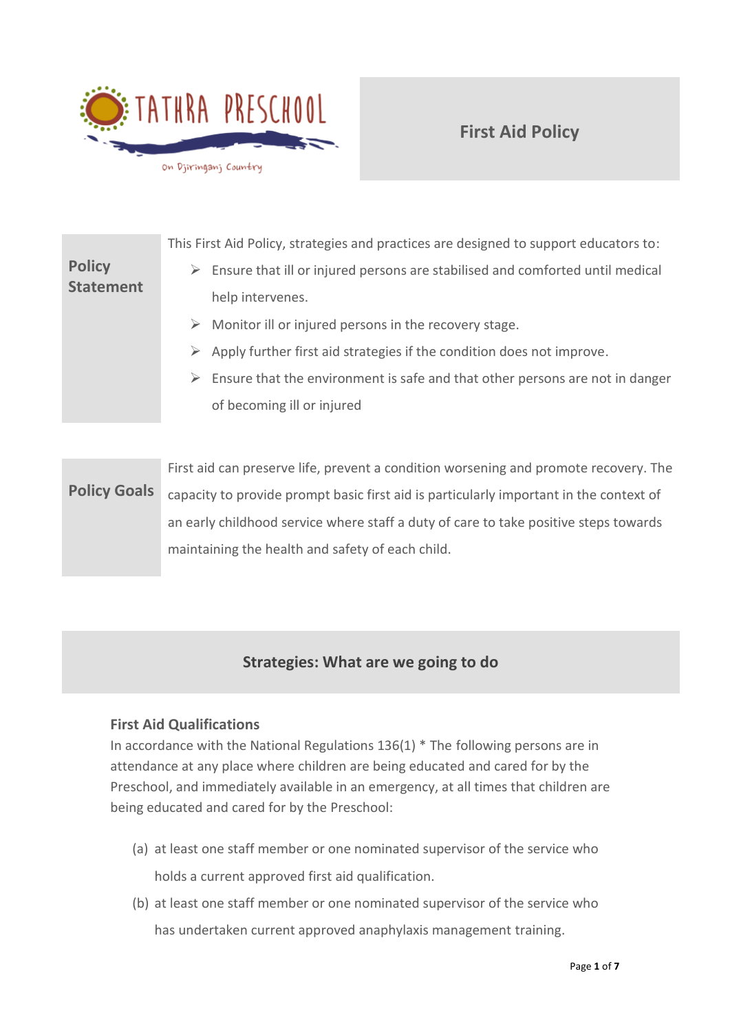TATHRA PRESCHOOL

On Djiringanj Country

# First Aid Policy

## Policy Statement

This First Aid Policy, strategies and practices are designed to support educators to:

- Ensure that ill or injured persons are stabilised and comforted until medical help intervenes.
- Monitor ill or injured persons in the recovery stage.
- Apply further first aid strategies if the condition does not improve.
- Ensure that the environment is safe and that other persons are not in danger of becoming ill or injured

## Policy Goals

First aid can preserve life, prevent a condition worsening and promote recovery. The capacity to provide prompt basic first aid is particularly important in the context of an early childhood service where staff a duty of care to take positive steps towards maintaining the health and safety of each child.

## Strategies: What are we going to do

### First Aid Qualifications

In accordance with the National Regulations 136(1) * The following persons are in attendance at any place where children are being educated and cared for by the Preschool, and immediately available in an emergency, at all times that children are being educated and cared for by the Preschool:

(a) at least one staff member or one nominated supervisor of the service who holds a current approved first aid qualification.

(b) at least one staff member or one nominated supervisor of the service who has undertaken current approved anaphylaxis management training.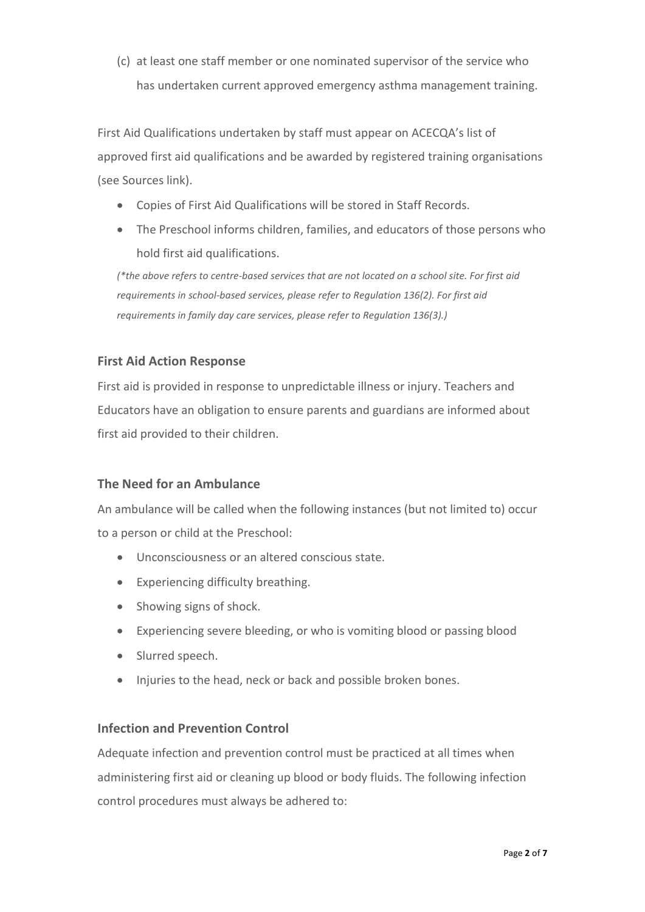(c) at least one staff member or one nominated supervisor of the service who has undertaken current approved emergency asthma management training.

First Aid Qualifications undertaken by staff must appear on ACECQA's list of approved first aid qualifications and be awarded by registered training organisations (see Sources link).

- Copies of First Aid Qualifications will be stored in Staff Records.
- The Preschool informs children, families, and educators of those persons who hold first aid qualifications.

*(\*the above refers to centre-based services that are not located on a school site. For first aid requirements in school-based services, please refer to Regulation 136(2). For first aid requirements in family day care services, please refer to Regulation 136(3).)*

### First Aid Action Response

First aid is provided in response to unpredictable illness or injury. Teachers and Educators have an obligation to ensure parents and guardians are informed about first aid provided to their children.

### The Need for an Ambulance

An ambulance will be called when the following instances (but not limited to) occur to a person or child at the Preschool:

- Unconsciousness or an altered conscious state.
- Experiencing difficulty breathing.
- Showing signs of shock.
- Experiencing severe bleeding, or who is vomiting blood or passing blood
- Slurred speech.
- Injuries to the head, neck or back and possible broken bones.

### Infection and Prevention Control

Adequate infection and prevention control must be practiced at all times when administering first aid or cleaning up blood or body fluids. The following infection control procedures must always be adhered to: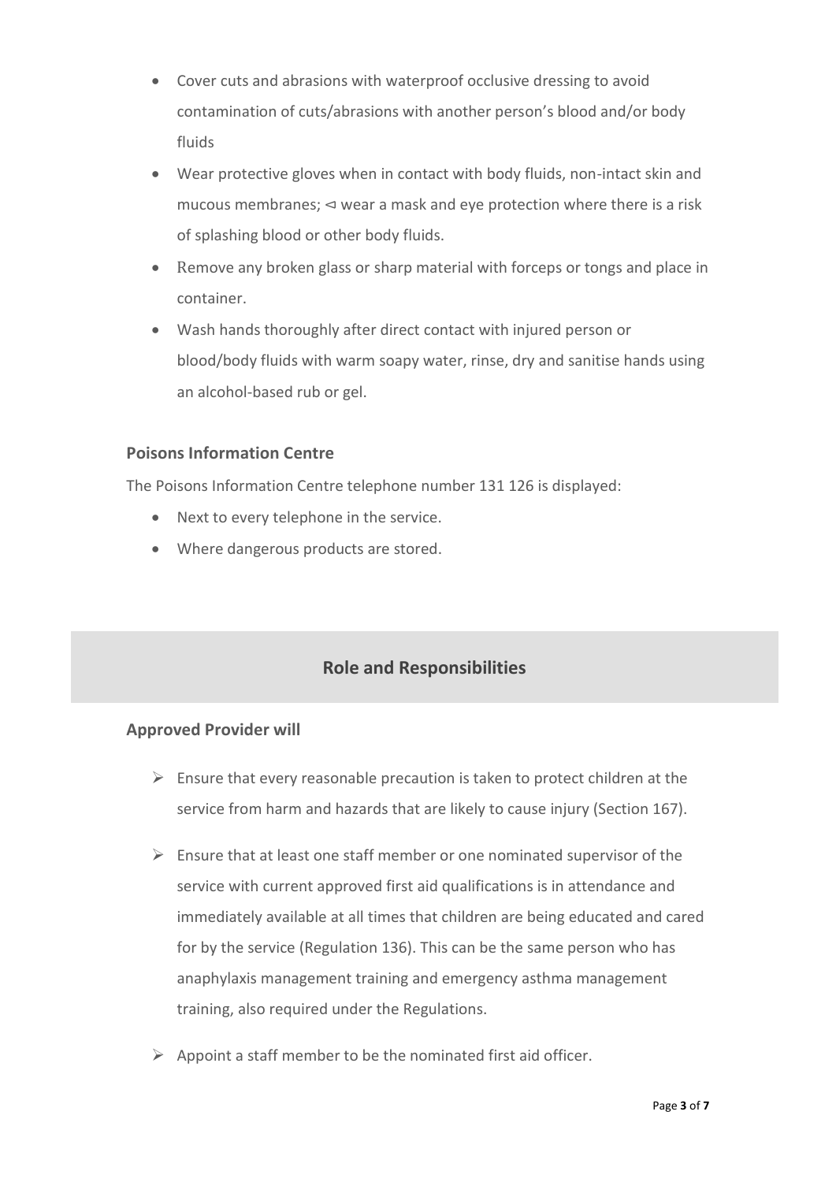- Cover cuts and abrasions with waterproof occlusive dressing to avoid contamination of cuts/abrasions with another person's blood and/or body fluids
- Wear protective gloves when in contact with body fluids, non-intact skin and mucous membranes; ⊲ wear a mask and eye protection where there is a risk of splashing blood or other body fluids.
- Remove any broken glass or sharp material with forceps or tongs and place in container.
- Wash hands thoroughly after direct contact with injured person or blood/body fluids with warm soapy water, rinse, dry and sanitise hands using an alcohol-based rub or gel.

### Poisons Information Centre

The Poisons Information Centre telephone number 131 126 is displayed:

- Next to every telephone in the service.
- Where dangerous products are stored.

## Role and Responsibilities

### Approved Provider will

- Ensure that every reasonable precaution is taken to protect children at the service from harm and hazards that are likely to cause injury (Section 167).
- Ensure that at least one staff member or one nominated supervisor of the service with current approved first aid qualifications is in attendance and immediately available at all times that children are being educated and cared for by the service (Regulation 136). This can be the same person who has anaphylaxis management training and emergency asthma management training, also required under the Regulations.
- Appoint a staff member to be the nominated first aid officer.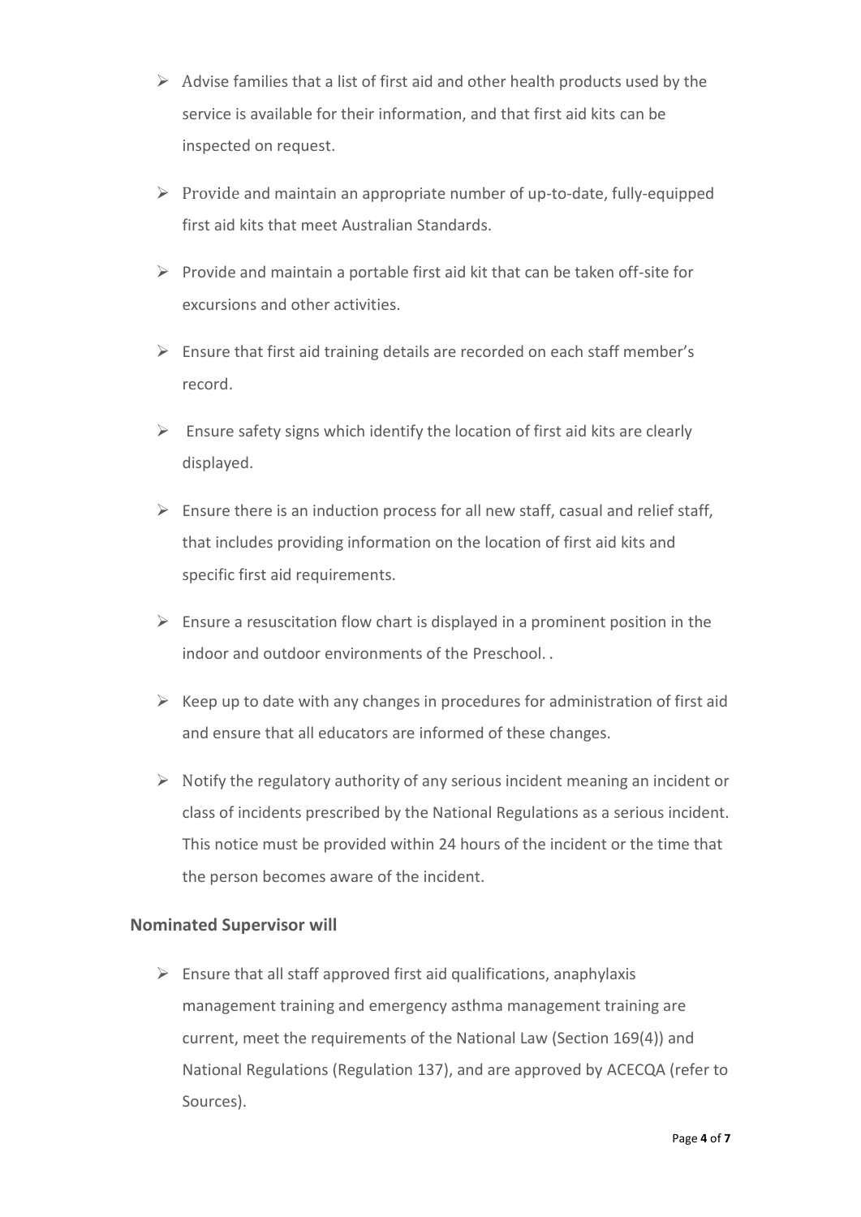- Advise families that a list of first aid and other health products used by the service is available for their information, and that first aid kits can be inspected on request.
- Provide and maintain an appropriate number of up-to-date, fully-equipped first aid kits that meet Australian Standards.
- Provide and maintain a portable first aid kit that can be taken off-site for excursions and other activities.
- Ensure that first aid training details are recorded on each staff member's record.
- Ensure safety signs which identify the location of first aid kits are clearly displayed.
- Ensure there is an induction process for all new staff, casual and relief staff, that includes providing information on the location of first aid kits and specific first aid requirements.
- Ensure a resuscitation flow chart is displayed in a prominent position in the indoor and outdoor environments of the Preschool. .
- Keep up to date with any changes in procedures for administration of first aid and ensure that all educators are informed of these changes.
- Notify the regulatory authority of any serious incident meaning an incident or class of incidents prescribed by the National Regulations as a serious incident. This notice must be provided within 24 hours of the incident or the time that the person becomes aware of the incident.

**Nominated Supervisor will**

- Ensure that all staff approved first aid qualifications, anaphylaxis management training and emergency asthma management training are current, meet the requirements of the National Law (Section 169(4)) and National Regulations (Regulation 137), and are approved by ACECQA (refer to Sources).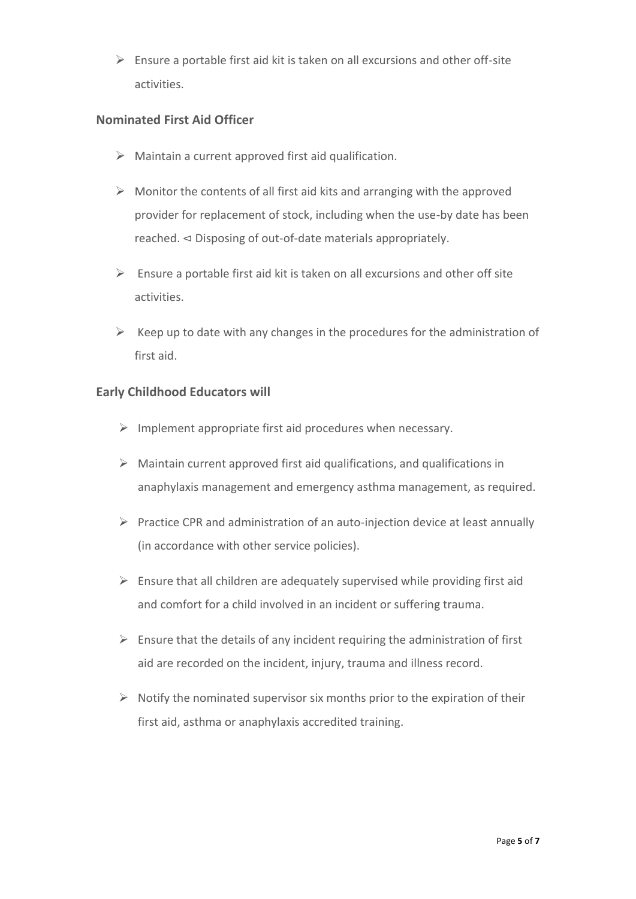- Ensure a portable first aid kit is taken on all excursions and other off-site activities.

### Nominated First Aid Officer

- Maintain a current approved first aid qualification.
- Monitor the contents of all first aid kits and arranging with the approved provider for replacement of stock, including when the use-by date has been reached. ⊲ Disposing of out-of-date materials appropriately.
- Ensure a portable first aid kit is taken on all excursions and other off site activities.
- Keep up to date with any changes in the procedures for the administration of first aid.

### Early Childhood Educators will

- Implement appropriate first aid procedures when necessary.
- Maintain current approved first aid qualifications, and qualifications in anaphylaxis management and emergency asthma management, as required.
- Practice CPR and administration of an auto-injection device at least annually (in accordance with other service policies).
- Ensure that all children are adequately supervised while providing first aid and comfort for a child involved in an incident or suffering trauma.
- Ensure that the details of any incident requiring the administration of first aid are recorded on the incident, injury, trauma and illness record.
- Notify the nominated supervisor six months prior to the expiration of their first aid, asthma or anaphylaxis accredited training.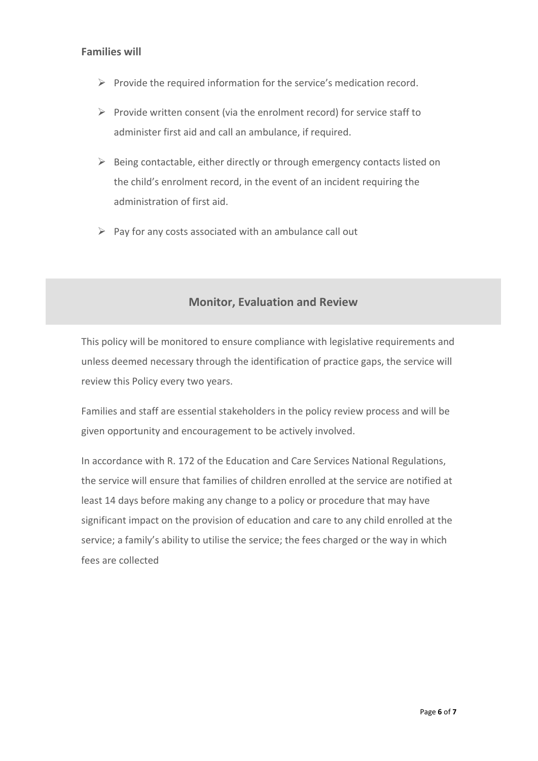**Families will**

- Provide the required information for the service's medication record.
- Provide written consent (via the enrolment record) for service staff to administer first aid and call an ambulance, if required.
- Being contactable, either directly or through emergency contacts listed on the child's enrolment record, in the event of an incident requiring the administration of first aid.
- Pay for any costs associated with an ambulance call out

## Monitor, Evaluation and Review

This policy will be monitored to ensure compliance with legislative requirements and unless deemed necessary through the identification of practice gaps, the service will review this Policy every two years.

Families and staff are essential stakeholders in the policy review process and will be given opportunity and encouragement to be actively involved.

In accordance with R. 172 of the Education and Care Services National Regulations, the service will ensure that families of children enrolled at the service are notified at least 14 days before making any change to a policy or procedure that may have significant impact on the provision of education and care to any child enrolled at the service; a family's ability to utilise the service; the fees charged or the way in which fees are collected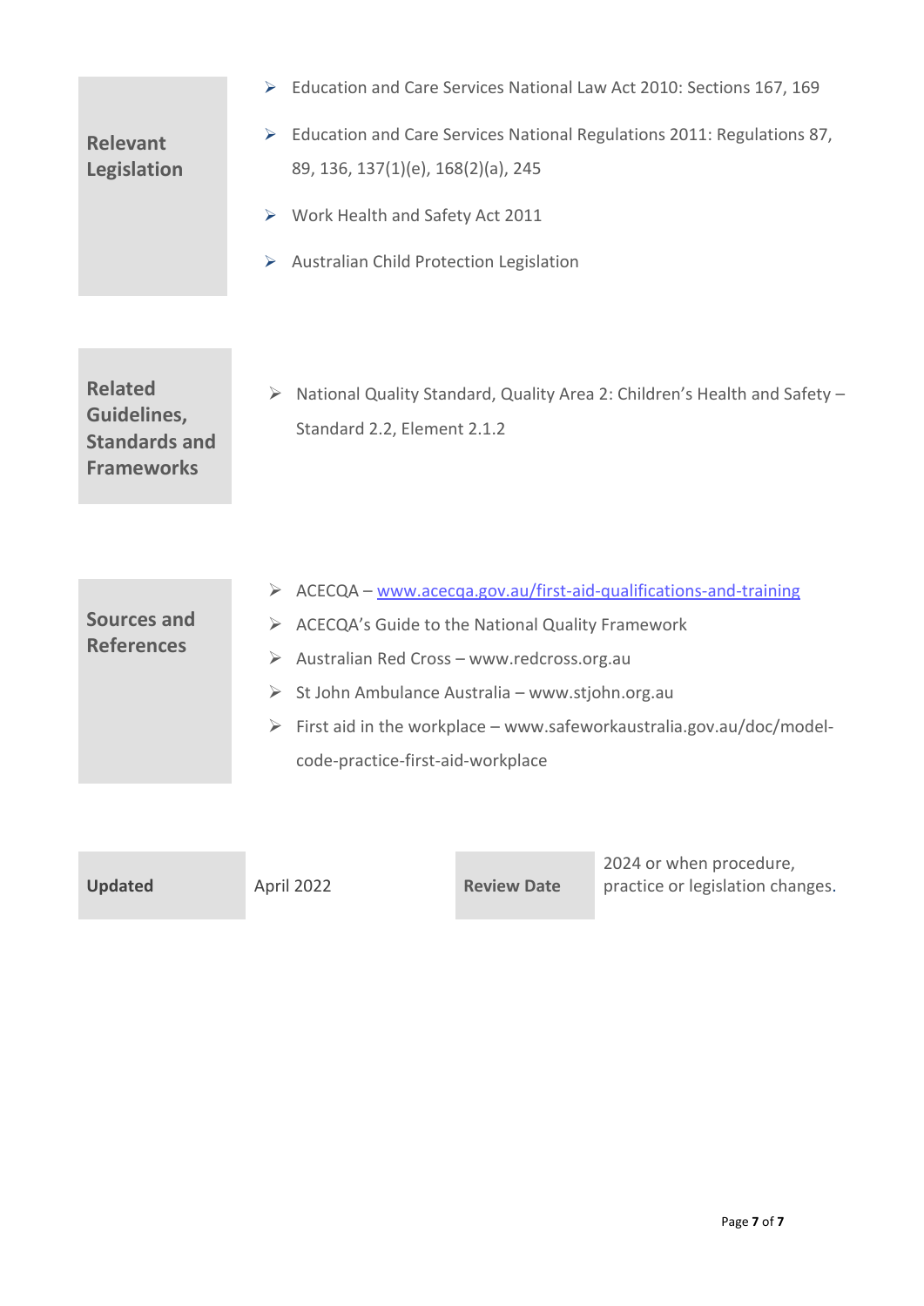**Relevant Legislation**

- Education and Care Services National Law Act 2010: Sections 167, 169
- Education and Care Services National Regulations 2011: Regulations 87, 89, 136, 137(1)(e), 168(2)(a), 245
- Work Health and Safety Act 2011
- Australian Child Protection Legislation

**Related Guidelines, Standards and Frameworks**

- National Quality Standard, Quality Area 2: Children's Health and Safety – Standard 2.2, Element 2.1.2

**Sources and References**

- ACECQA – www.acecqa.gov.au/first-aid-qualifications-and-training
- ACECQA's Guide to the National Quality Framework
- Australian Red Cross – www.redcross.org.au
- St John Ambulance Australia – www.stjohn.org.au
- First aid in the workplace – www.safeworkaustralia.gov.au/doc/model-code-practice-first-aid-workplace

| | | | |
|---|---|---|---|
| **Updated** | April 2022 | **Review Date** | 2024 or when procedure, practice or legislation changes. |